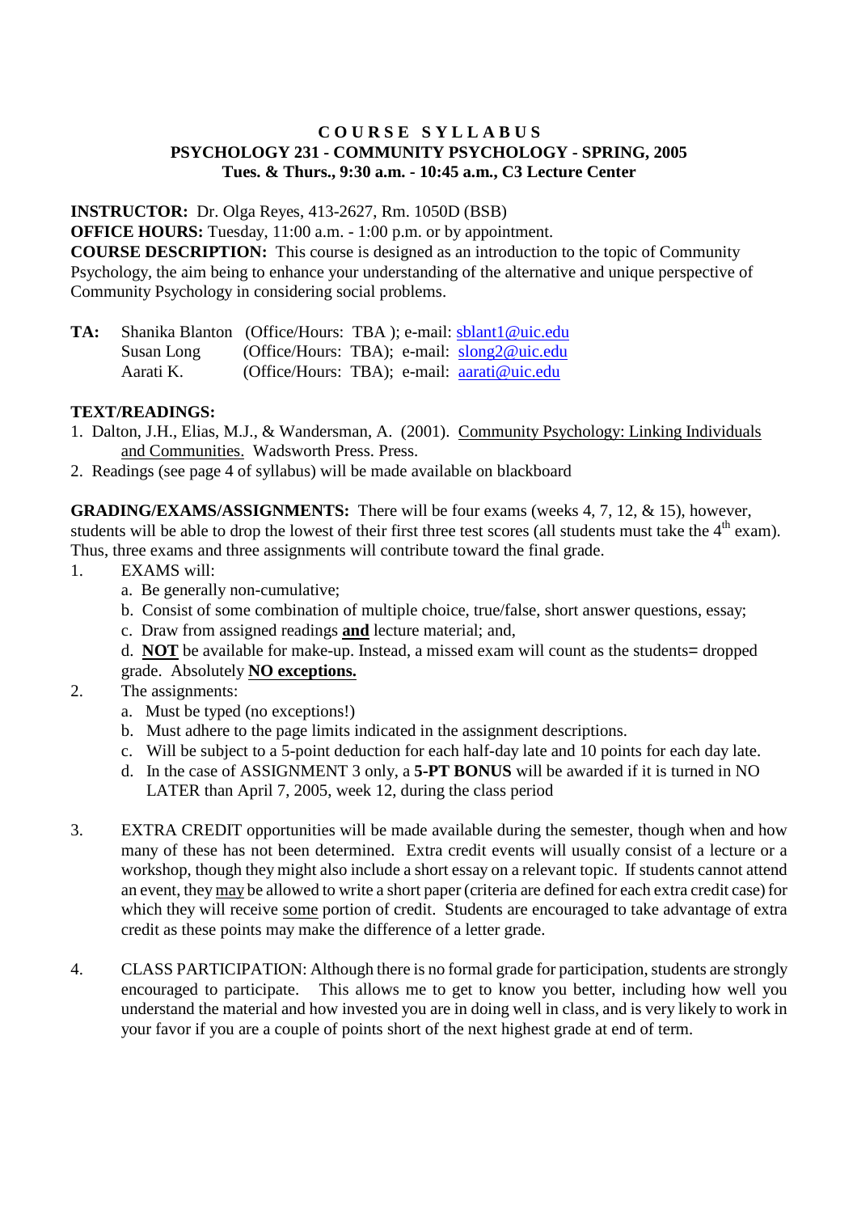# COURSE SYLLABUS

## PSYCHOLOGY 231 - COMMUNITY PSYCHOLOGY - SPRING, 2005

**Tues. & Thurs., 9:30 a.m. - 10:45 a.m., C3 Lecture Center**

**INSTRUCTOR:** Dr. Olga Reyes, 413-2627, Rm. 1050D (BSB)

**OFFICE HOURS:** Tuesday, 11:00 a.m. - 1:00 p.m. or by appointment.

**COURSE DESCRIPTION:** This course is designed as an introduction to the topic of Community Psychology, the aim being to enhance your understanding of the alternative and unique perspective of Community Psychology in considering social problems.

| **TA:** | | |
|---|---|---|
| Shanika Blanton | (Office/Hours: TBA ); | e-mail: sblant1@uic.edu |
| Susan Long | (Office/Hours: TBA); | e-mail: slong2@uic.edu |
| Aarati K. | (Office/Hours: TBA); | e-mail: aarati@uic.edu |

**TEXT/READINGS:**

1. Dalton, J.H., Elias, M.J., & Wandersman, A. (2001). Community Psychology: Linking Individuals and Communities. Wadsworth Press. Press.
2. Readings (see page 4 of syllabus) will be made available on blackboard

**GRADING/EXAMS/ASSIGNMENTS:** There will be four exams (weeks 4, 7, 12, & 15), however, students will be able to drop the lowest of their first three test scores (all students must take the 4th exam). Thus, three exams and three assignments will contribute toward the final grade.

1. EXAMS will:
   a. Be generally non-cumulative;
   b. Consist of some combination of multiple choice, true/false, short answer questions, essay;
   c. Draw from assigned readings **and** lecture material; and,
   d. **NOT** be available for make-up. Instead, a missed exam will count as the students= dropped grade. Absolutely **NO exceptions.**
2. The assignments:
   a. Must be typed (no exceptions!)
   b. Must adhere to the page limits indicated in the assignment descriptions.
   c. Will be subject to a 5-point deduction for each half-day late and 10 points for each day late.
   d. In the case of ASSIGNMENT 3 only, a **5-PT BONUS** will be awarded if it is turned in NO LATER than April 7, 2005, week 12, during the class period
3. EXTRA CREDIT opportunities will be made available during the semester, though when and how many of these has not been determined. Extra credit events will usually consist of a lecture or a workshop, though they might also include a short essay on a relevant topic. If students cannot attend an event, they may be allowed to write a short paper (criteria are defined for each extra credit case) for which they will receive some portion of credit. Students are encouraged to take advantage of extra credit as these points may make the difference of a letter grade.
4. CLASS PARTICIPATION: Although there is no formal grade for participation, students are strongly encouraged to participate. This allows me to get to know you better, including how well you understand the material and how invested you are in doing well in class, and is very likely to work in your favor if you are a couple of points short of the next highest grade at end of term.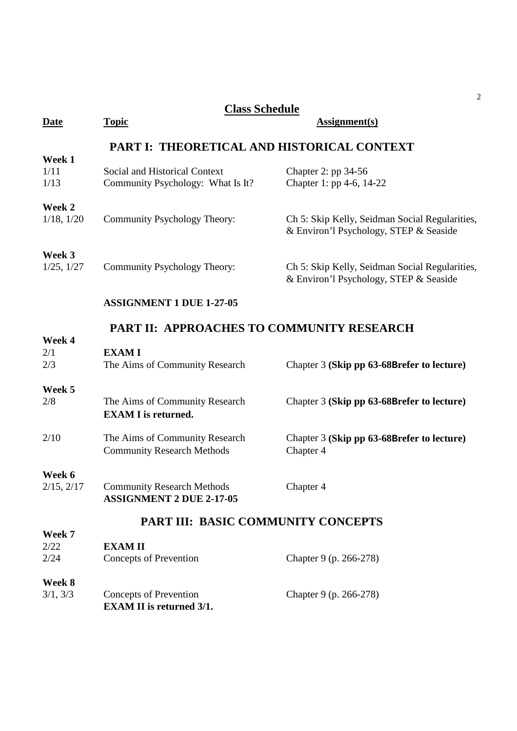## Class Schedule

| Date | Topic | Assignment(s) |
|---|---|---|
| | **PART I: THEORETICAL AND HISTORICAL CONTEXT** | |
| **Week 1** | | |
| 1/11 | Social and Historical Context | Chapter 2: pp 34-56 |
| 1/13 | Community Psychology: What Is It? | Chapter 1: pp 4-6, 14-22 |
| **Week 2** | | |
| 1/18, 1/20 | Community Psychology Theory: | Ch 5: Skip Kelly, Seidman Social Regularities, & Environ'l Psychology, STEP & Seaside |
| **Week 3** | | |
| 1/25, 1/27 | Community Psychology Theory: | Ch 5: Skip Kelly, Seidman Social Regularities, & Environ'l Psychology, STEP & Seaside |
| | **ASSIGNMENT 1 DUE 1-27-05** | |
| | **PART II: APPROACHES TO COMMUNITY RESEARCH** | |
| **Week 4** | | |
| 2/1 | **EXAM I** | |
| 2/3 | The Aims of Community Research | Chapter 3 **(Skip pp 63-68Brefer to lecture)** |
| **Week 5** | | |
| 2/8 | The Aims of Community Research **EXAM I is returned.** | Chapter 3 **(Skip pp 63-68Brefer to lecture)** |
| 2/10 | The Aims of Community Research Community Research Methods | Chapter 3 **(Skip pp 63-68Brefer to lecture)** Chapter 4 |
| **Week 6** | | |
| 2/15, 2/17 | Community Research Methods **ASSIGNMENT 2 DUE 2-17-05** | Chapter 4 |
| | **PART III: BASIC COMMUNITY CONCEPTS** | |
| **Week 7** | | |
| 2/22 | **EXAM II** | |
| 2/24 | Concepts of Prevention | Chapter 9 (p. 266-278) |
| **Week 8** | | |
| 3/1, 3/3 | Concepts of Prevention **EXAM II is returned 3/1.** | Chapter 9 (p. 266-278) |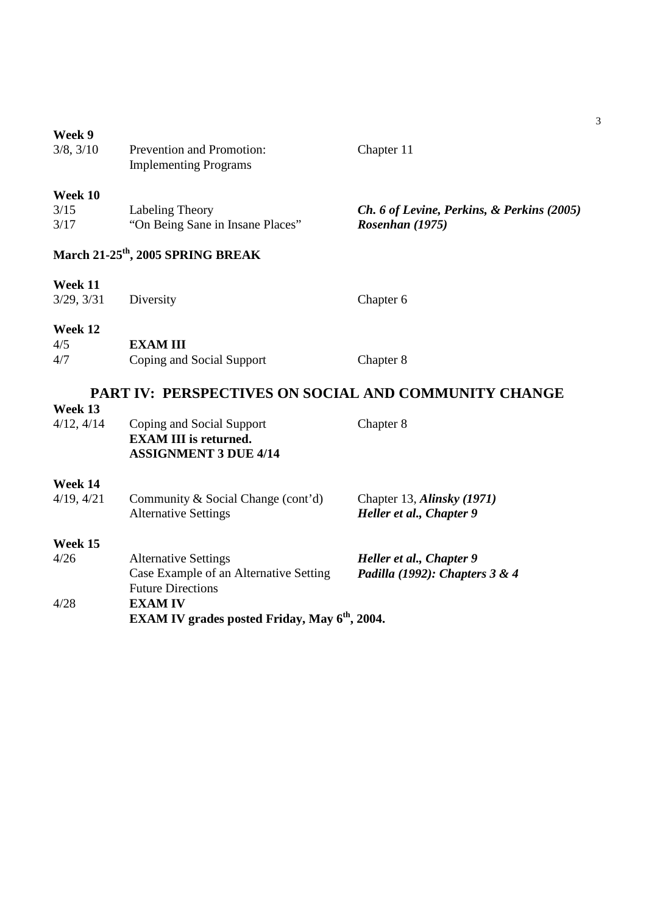**Week 9**

| | | |
|---|---|---|
| 3/8, 3/10 | Prevention and Promotion: Implementing Programs | Chapter 11 |

**Week 10**

| | | |
|---|---|---|
| 3/15 | Labeling Theory | ***Ch. 6 of Levine, Perkins, & Perkins (2005)*** |
| 3/17 | "On Being Sane in Insane Places" | ***Rosenhan (1975)*** |

**March 21-25th, 2005 SPRING BREAK**

**Week 11**

| | | |
|---|---|---|
| 3/29, 3/31 | Diversity | Chapter 6 |

**Week 12**

| | | |
|---|---|---|
| 4/5 | **EXAM III** | |
| 4/7 | Coping and Social Support | Chapter 8 |

## PART IV: PERSPECTIVES ON SOCIAL AND COMMUNITY CHANGE

**Week 13**

| | | |
|---|---|---|
| 4/12, 4/14 | Coping and Social Support<br>**EXAM III is returned.**<br>**ASSIGNMENT 3 DUE 4/14** | Chapter 8 |

**Week 14**

| | | |
|---|---|---|
| 4/19, 4/21 | Community & Social Change (cont'd)<br>Alternative Settings | Chapter 13, ***Alinsky (1971)***<br>***Heller et al., Chapter 9*** |

**Week 15**

| | | |
|---|---|---|
| 4/26 | Alternative Settings<br>Case Example of an Alternative Setting<br>Future Directions | ***Heller et al., Chapter 9***<br>***Padilla (1992): Chapters 3 & 4*** |
| 4/28 | **EXAM IV**<br>**EXAM IV grades posted Friday, May 6th, 2004.** | |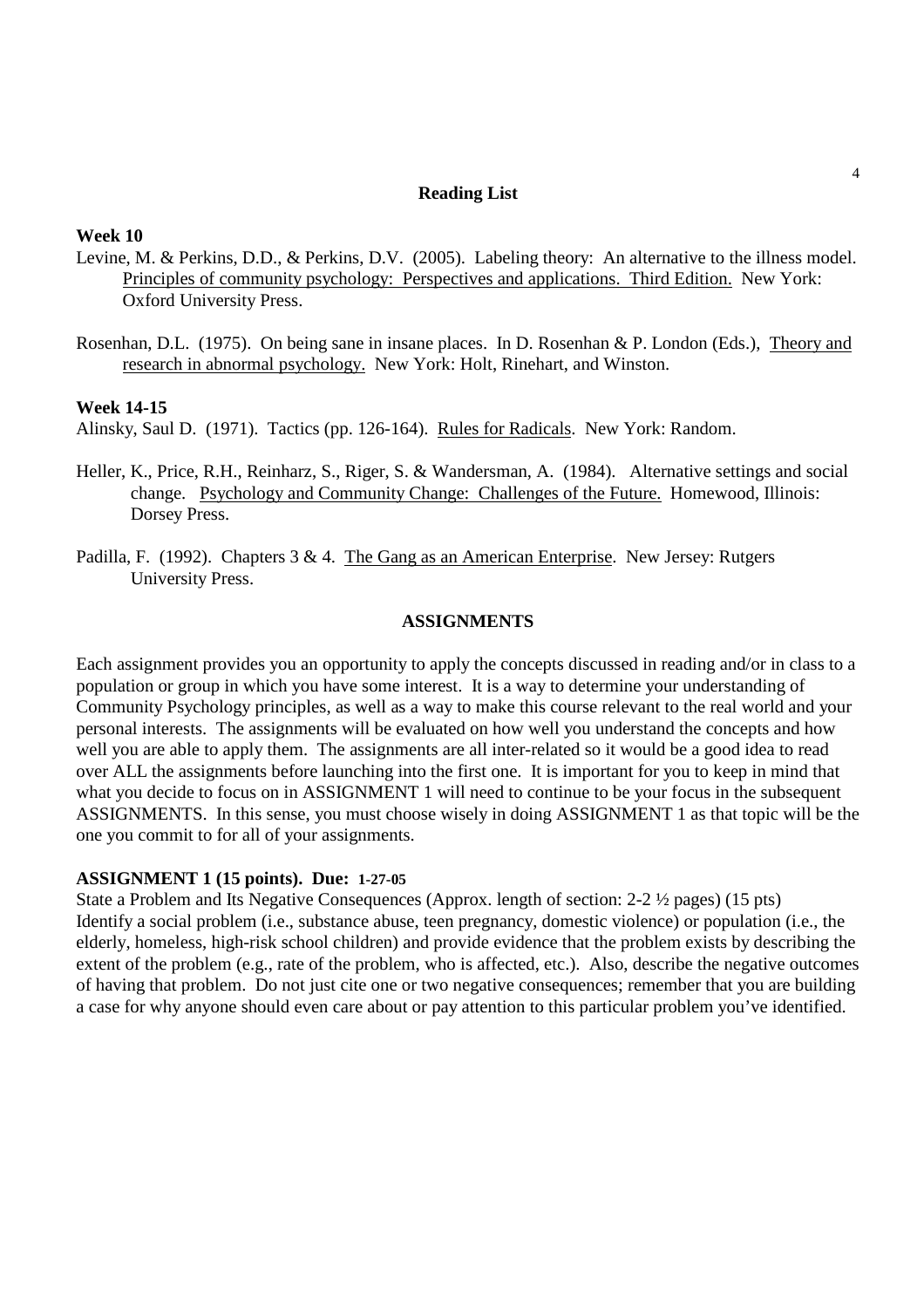## Reading List

**Week 10**

Levine, M. & Perkins, D.D., & Perkins, D.V. (2005). Labeling theory: An alternative to the illness model. Principles of community psychology: Perspectives and applications. Third Edition. New York: Oxford University Press.

Rosenhan, D.L. (1975). On being sane in insane places. In D. Rosenhan & P. London (Eds.), Theory and research in abnormal psychology. New York: Holt, Rinehart, and Winston.

**Week 14-15**

Alinsky, Saul D. (1971). Tactics (pp. 126-164). Rules for Radicals. New York: Random.

Heller, K., Price, R.H., Reinharz, S., Riger, S. & Wandersman, A. (1984). Alternative settings and social change. Psychology and Community Change: Challenges of the Future. Homewood, Illinois: Dorsey Press.

Padilla, F. (1992). Chapters 3 & 4. The Gang as an American Enterprise. New Jersey: Rutgers University Press.

## ASSIGNMENTS

Each assignment provides you an opportunity to apply the concepts discussed in reading and/or in class to a population or group in which you have some interest. It is a way to determine your understanding of Community Psychology principles, as well as a way to make this course relevant to the real world and your personal interests. The assignments will be evaluated on how well you understand the concepts and how well you are able to apply them. The assignments are all inter-related so it would be a good idea to read over ALL the assignments before launching into the first one. It is important for you to keep in mind that what you decide to focus on in ASSIGNMENT 1 will need to continue to be your focus in the subsequent ASSIGNMENTS. In this sense, you must choose wisely in doing ASSIGNMENT 1 as that topic will be the one you commit to for all of your assignments.

**ASSIGNMENT 1 (15 points). Due: 1-27-05**

State a Problem and Its Negative Consequences (Approx. length of section: 2-2 ½ pages) (15 pts)
Identify a social problem (i.e., substance abuse, teen pregnancy, domestic violence) or population (i.e., the elderly, homeless, high-risk school children) and provide evidence that the problem exists by describing the extent of the problem (e.g., rate of the problem, who is affected, etc.). Also, describe the negative outcomes of having that problem. Do not just cite one or two negative consequences; remember that you are building a case for why anyone should even care about or pay attention to this particular problem you've identified.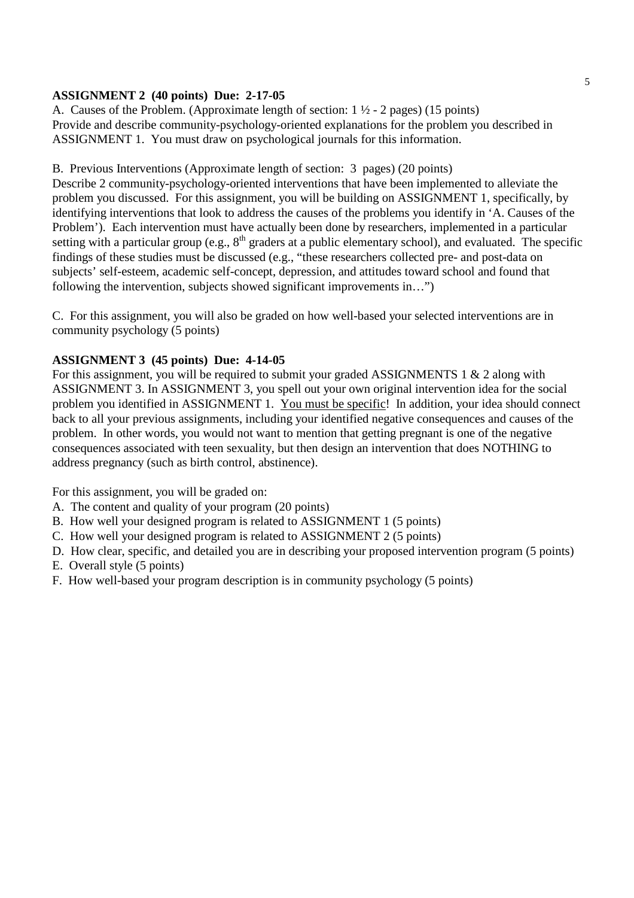**ASSIGNMENT 2 (40 points) Due: 2-17-05**

A. Causes of the Problem. (Approximate length of section: 1 ½ - 2 pages) (15 points)
Provide and describe community-psychology-oriented explanations for the problem you described in ASSIGNMENT 1. You must draw on psychological journals for this information.

B. Previous Interventions (Approximate length of section: 3 pages) (20 points)
Describe 2 community-psychology-oriented interventions that have been implemented to alleviate the problem you discussed. For this assignment, you will be building on ASSIGNMENT 1, specifically, by identifying interventions that look to address the causes of the problems you identify in 'A. Causes of the Problem'). Each intervention must have actually been done by researchers, implemented in a particular setting with a particular group (e.g., 8th graders at a public elementary school), and evaluated. The specific findings of these studies must be discussed (e.g., "these researchers collected pre- and post-data on subjects' self-esteem, academic self-concept, depression, and attitudes toward school and found that following the intervention, subjects showed significant improvements in…")

C. For this assignment, you will also be graded on how well-based your selected interventions are in community psychology (5 points)

**ASSIGNMENT 3 (45 points) Due: 4-14-05**

For this assignment, you will be required to submit your graded ASSIGNMENTS 1 & 2 along with ASSIGNMENT 3. In ASSIGNMENT 3, you spell out your own original intervention idea for the social problem you identified in ASSIGNMENT 1. <u>You must be specific</u>! In addition, your idea should connect back to all your previous assignments, including your identified negative consequences and causes of the problem. In other words, you would not want to mention that getting pregnant is one of the negative consequences associated with teen sexuality, but then design an intervention that does NOTHING to address pregnancy (such as birth control, abstinence).

For this assignment, you will be graded on:

A. The content and quality of your program (20 points)
B. How well your designed program is related to ASSIGNMENT 1 (5 points)
C. How well your designed program is related to ASSIGNMENT 2 (5 points)
D. How clear, specific, and detailed you are in describing your proposed intervention program (5 points)
E. Overall style (5 points)
F. How well-based your program description is in community psychology (5 points)